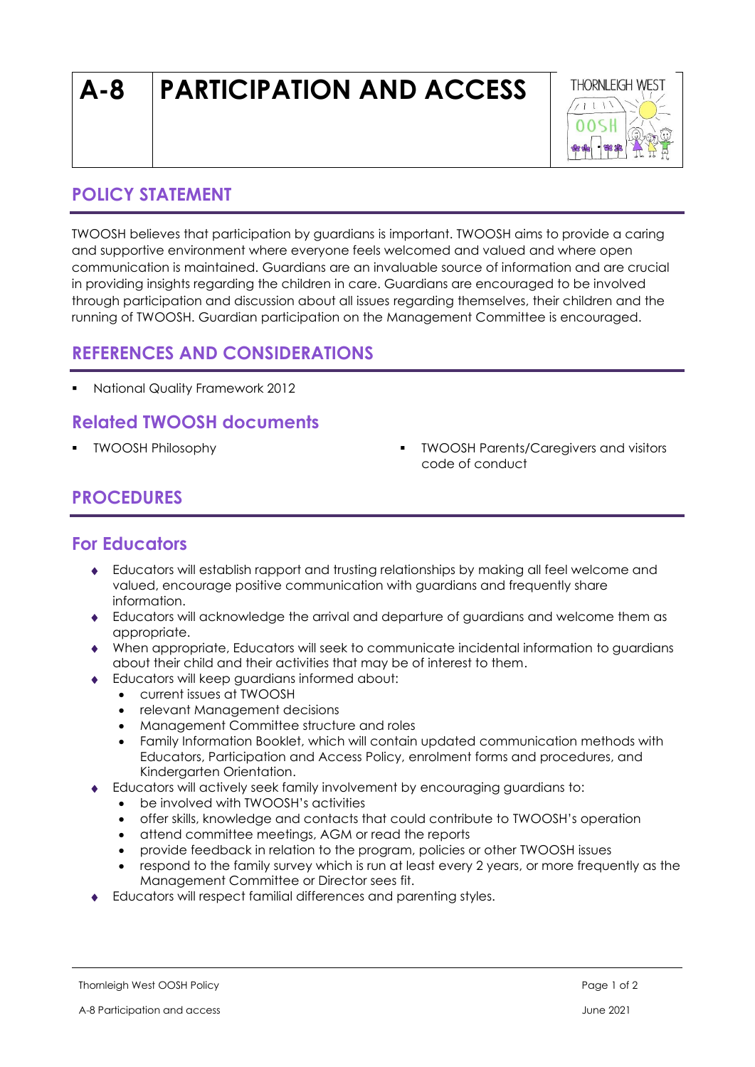# A-8 PARTICIPATION AND ACCESS

## POLICY STATEMENT

TWOOSH believes that participation by guardians is important. TWOOSH aims to provide a caring and supportive environment where everyone feels welcomed and valued and where open communication is maintained. Guardians are an invaluable source of information and are crucial in providing insights regarding the children in care. Guardians are encouraged to be involved through participation and discussion about all issues regarding themselves, their children and the running of TWOOSH. Guardian participation on the Management Committee is encouraged.

## REFERENCES AND CONSIDERATIONS

- National Quality Framework 2012

### Related TWOOSH documents

- TWOOSH Philosophy
- TWOOSH Parents/Caregivers and visitors code of conduct

## PROCEDURES

### For Educators

- Educators will establish rapport and trusting relationships by making all feel welcome and valued, encourage positive communication with guardians and frequently share information.
- Educators will acknowledge the arrival and departure of guardians and welcome them as appropriate.
- When appropriate, Educators will seek to communicate incidental information to guardians about their child and their activities that may be of interest to them.
- Educators will keep guardians informed about:
  - current issues at TWOOSH
  - relevant Management decisions
  - Management Committee structure and roles
  - Family Information Booklet, which will contain updated communication methods with Educators, Participation and Access Policy, enrolment forms and procedures, and Kindergarten Orientation.
- Educators will actively seek family involvement by encouraging guardians to:
  - be involved with TWOOSH's activities
  - offer skills, knowledge and contacts that could contribute to TWOOSH's operation
  - attend committee meetings, AGM or read the reports
  - provide feedback in relation to the program, policies or other TWOOSH issues
  - respond to the family survey which is run at least every 2 years, or more frequently as the Management Committee or Director sees fit.
- Educators will respect familial differences and parenting styles.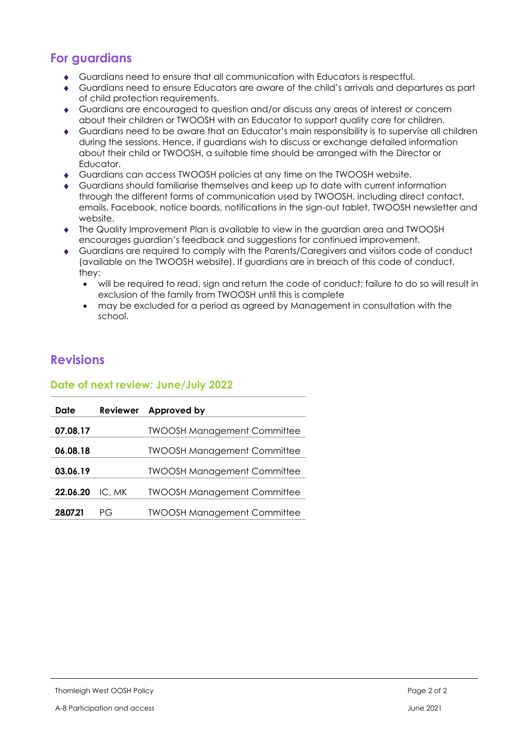## For guardians

- Guardians need to ensure that all communication with Educators is respectful.
- Guardians need to ensure Educators are aware of the child's arrivals and departures as part of child protection requirements.
- Guardians are encouraged to question and/or discuss any areas of interest or concern about their children or TWOOSH with an Educator to support quality care for children.
- Guardians need to be aware that an Educator's main responsibility is to supervise all children during the sessions. Hence, if guardians wish to discuss or exchange detailed information about their child or TWOOSH, a suitable time should be arranged with the Director or Educator.
- Guardians can access TWOOSH policies at any time on the TWOOSH website.
- Guardians should familiarise themselves and keep up to date with current information through the different forms of communication used by TWOOSH, including direct contact, emails, Facebook, notice boards, notifications in the sign-out tablet, TWOOSH newsletter and website.
- The Quality Improvement Plan is available to view in the guardian area and TWOOSH encourages guardian's feedback and suggestions for continued improvement.
- Guardians are required to comply with the Parents/Caregivers and visitors code of conduct (available on the TWOOSH website). If guardians are in breach of this code of conduct, they:
  - will be required to read, sign and return the code of conduct; failure to do so will result in exclusion of the family from TWOOSH until this is complete
  - may be excluded for a period as agreed by Management in consultation with the school.

## Revisions

### Date of next review: June/July 2022

| Date | Reviewer | Approved by |
|---|---|---|
| **07.08.17** | | TWOOSH Management Committee |
| **06.08.18** | | TWOOSH Management Committee |
| **03.06.19** | | TWOOSH Management Committee |
| **22.06.20** | IC, MK | TWOOSH Management Committee |
| **28.07.21** | PG | TWOOSH Management Committee |